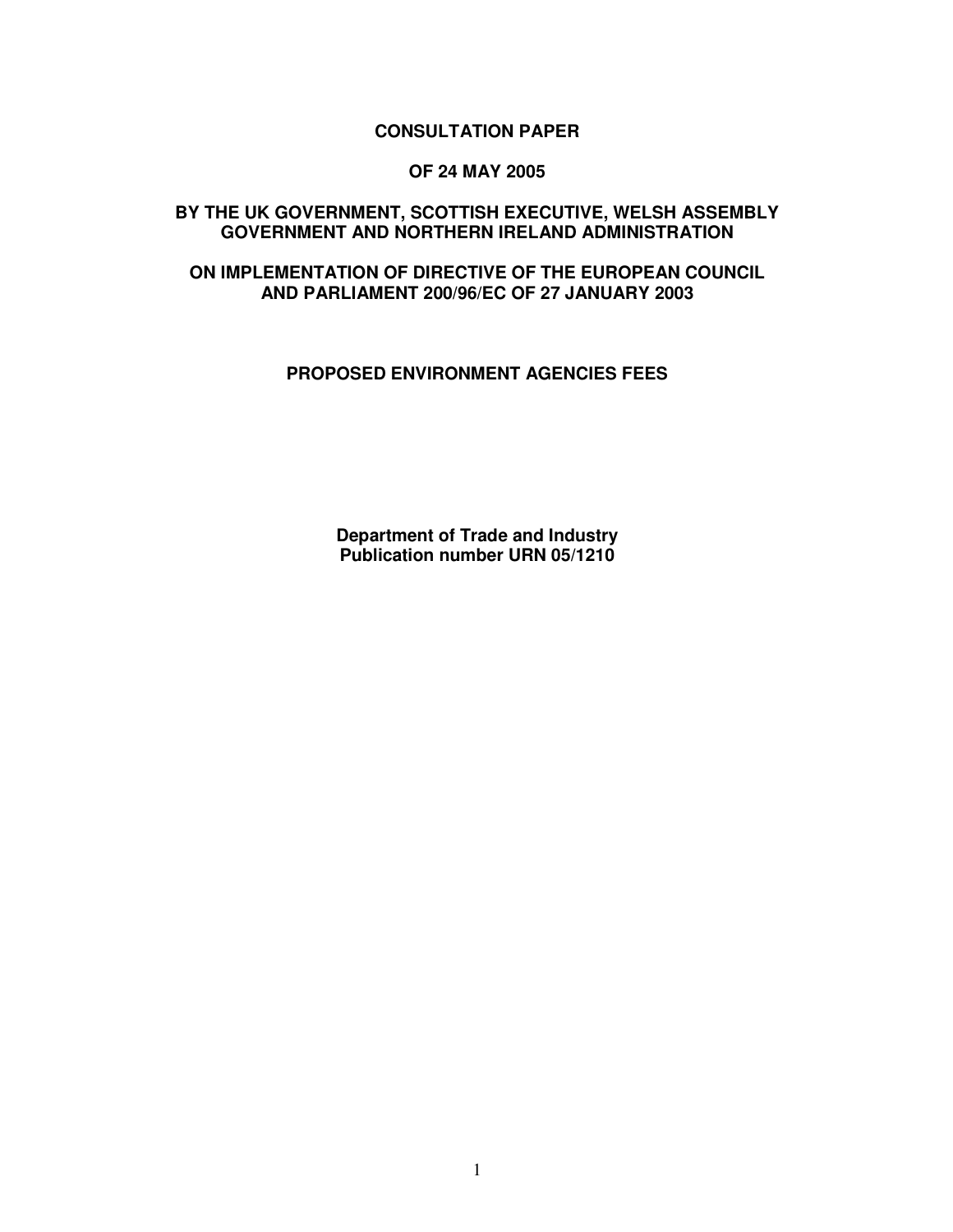**CONSULTATION PAPER**

**OF 24 MAY 2005**

**BY THE UK GOVERNMENT, SCOTTISH EXECUTIVE, WELSH ASSEMBLY GOVERNMENT AND NORTHERN IRELAND ADMINISTRATION**

**ON IMPLEMENTATION OF DIRECTIVE OF THE EUROPEAN COUNCIL AND PARLIAMENT 200/96/EC OF 27 JANUARY 2003**

**PROPOSED ENVIRONMENT AGENCIES FEES**

**Department of Trade and Industry**
**Publication number URN 05/1210**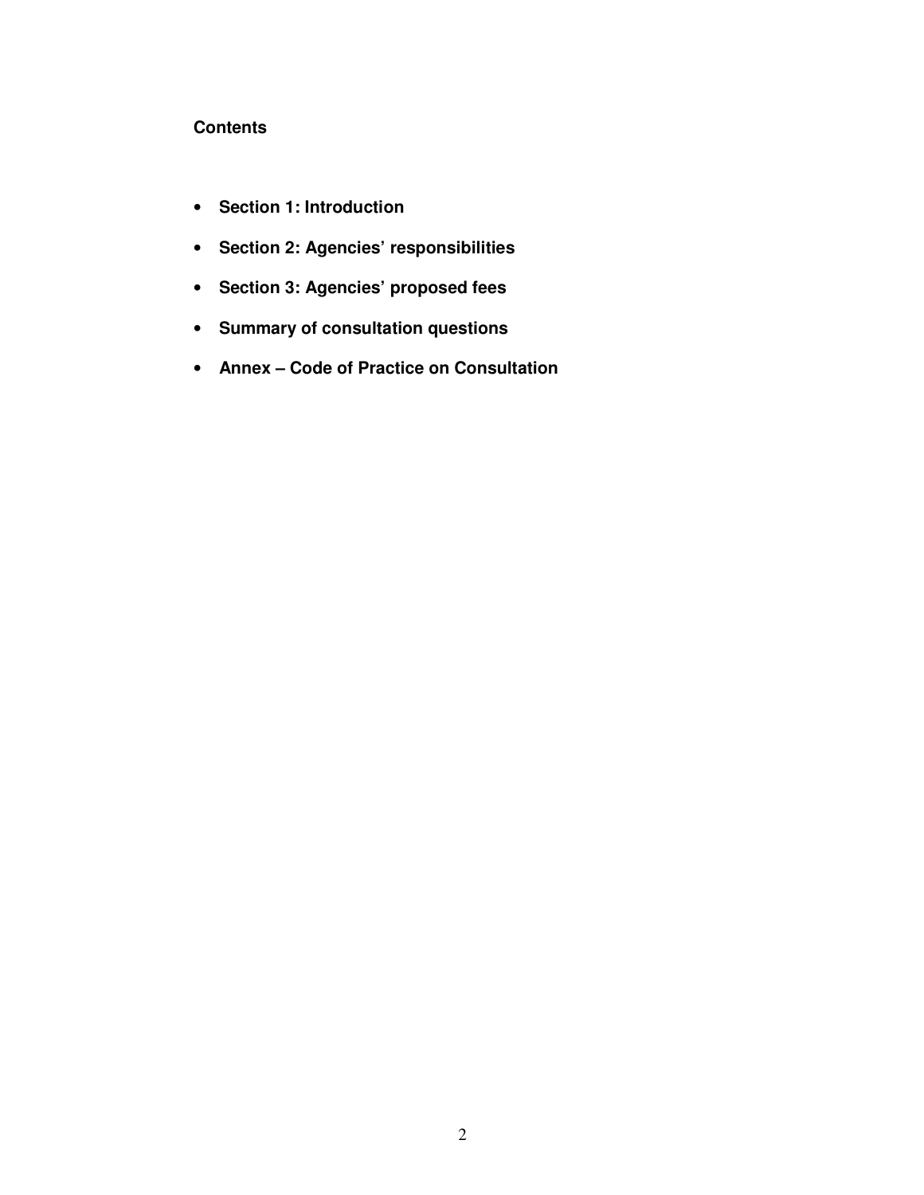**Contents**

- **Section 1: Introduction**
- **Section 2: Agencies' responsibilities**
- **Section 3: Agencies' proposed fees**
- **Summary of consultation questions**
- **Annex – Code of Practice on Consultation**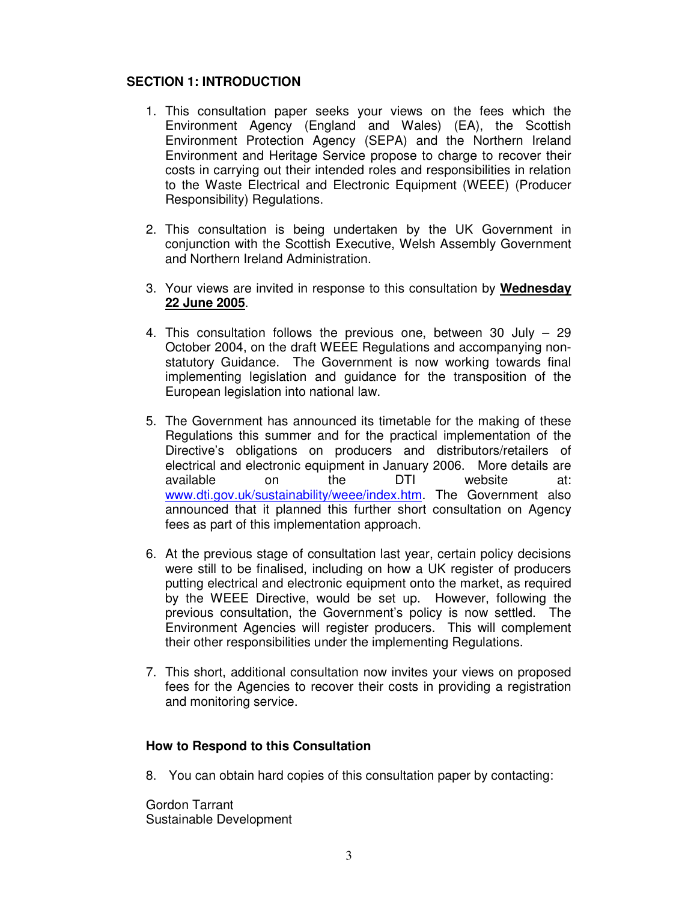## SECTION 1: INTRODUCTION

1. This consultation paper seeks your views on the fees which the Environment Agency (England and Wales) (EA), the Scottish Environment Protection Agency (SEPA) and the Northern Ireland Environment and Heritage Service propose to charge to recover their costs in carrying out their intended roles and responsibilities in relation to the Waste Electrical and Electronic Equipment (WEEE) (Producer Responsibility) Regulations.

2. This consultation is being undertaken by the UK Government in conjunction with the Scottish Executive, Welsh Assembly Government and Northern Ireland Administration.

3. Your views are invited in response to this consultation by **Wednesday 22 June 2005**.

4. This consultation follows the previous one, between 30 July – 29 October 2004, on the draft WEEE Regulations and accompanying non-statutory Guidance. The Government is now working towards final implementing legislation and guidance for the transposition of the European legislation into national law.

5. The Government has announced its timetable for the making of these Regulations this summer and for the practical implementation of the Directive's obligations on producers and distributors/retailers of electrical and electronic equipment in January 2006. More details are available on the DTI website at: www.dti.gov.uk/sustainability/weee/index.htm. The Government also announced that it planned this further short consultation on Agency fees as part of this implementation approach.

6. At the previous stage of consultation last year, certain policy decisions were still to be finalised, including on how a UK register of producers putting electrical and electronic equipment onto the market, as required by the WEEE Directive, would be set up. However, following the previous consultation, the Government's policy is now settled. The Environment Agencies will register producers. This will complement their other responsibilities under the implementing Regulations.

7. This short, additional consultation now invites your views on proposed fees for the Agencies to recover their costs in providing a registration and monitoring service.

### How to Respond to this Consultation

8. You can obtain hard copies of this consultation paper by contacting:

Gordon Tarrant
Sustainable Development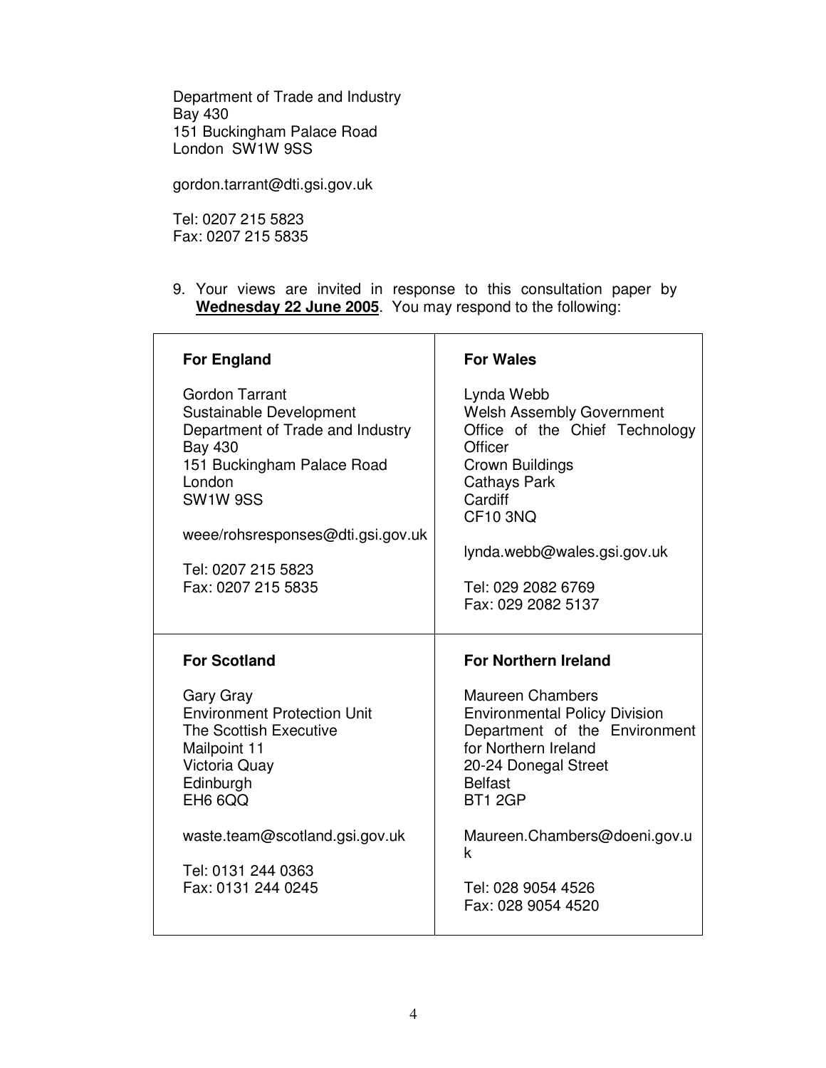Department of Trade and Industry
Bay 430
151 Buckingham Palace Road
London  SW1W 9SS

gordon.tarrant@dti.gsi.gov.uk

Tel: 0207 215 5823
Fax: 0207 215 5835

9. Your views are invited in response to this consultation paper by **Wednesday 22 June 2005**. You may respond to the following:

| **For England** | **For Wales** |
|---|---|
| Gordon Tarrant<br>Sustainable Development<br>Department of Trade and Industry<br>Bay 430<br>151 Buckingham Palace Road<br>London<br>SW1W 9SS<br><br>weee/rohsresponses@dti.gsi.gov.uk<br><br>Tel: 0207 215 5823<br>Fax: 0207 215 5835 | Lynda Webb<br>Welsh Assembly Government<br>Office of the Chief Technology Officer<br>Crown Buildings<br>Cathays Park<br>Cardiff<br>CF10 3NQ<br><br>lynda.webb@wales.gsi.gov.uk<br><br>Tel: 029 2082 6769<br>Fax: 029 2082 5137 |
| **For Scotland** | **For Northern Ireland** |
| Gary Gray<br>Environment Protection Unit<br>The Scottish Executive<br>Mailpoint 11<br>Victoria Quay<br>Edinburgh<br>EH6 6QQ<br><br>waste.team@scotland.gsi.gov.uk<br><br>Tel: 0131 244 0363<br>Fax: 0131 244 0245 | Maureen Chambers<br>Environmental Policy Division<br>Department of the Environment for Northern Ireland<br>20-24 Donegal Street<br>Belfast<br>BT1 2GP<br><br>Maureen.Chambers@doeni.gov.uk<br><br>Tel: 028 9054 4526<br>Fax: 028 9054 4520 |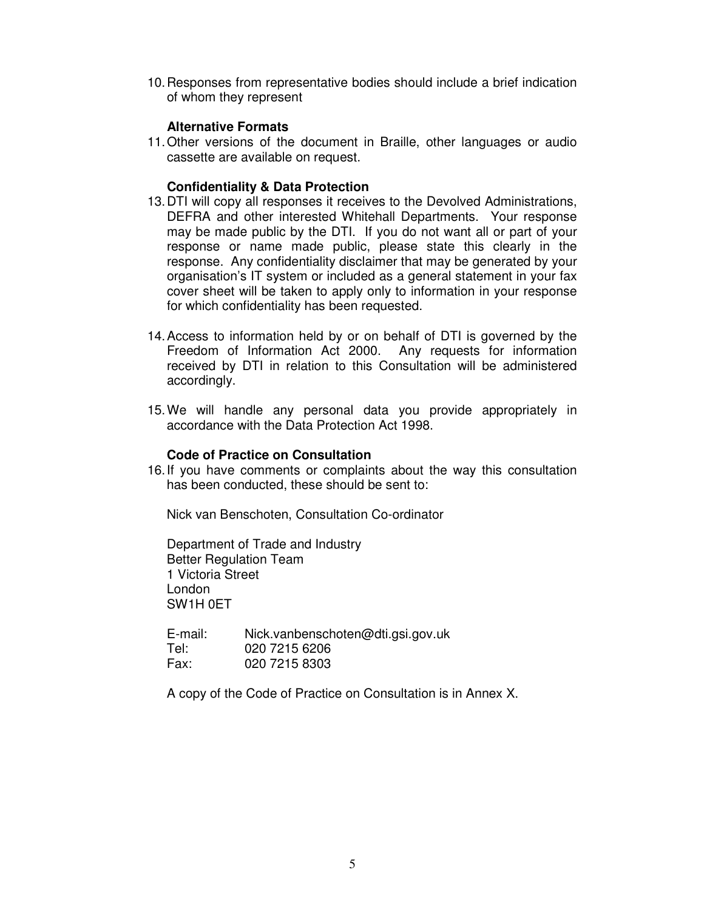10. Responses from representative bodies should include a brief indication of whom they represent

**Alternative Formats**

11. Other versions of the document in Braille, other languages or audio cassette are available on request.

**Confidentiality & Data Protection**

13. DTI will copy all responses it receives to the Devolved Administrations, DEFRA and other interested Whitehall Departments. Your response may be made public by the DTI. If you do not want all or part of your response or name made public, please state this clearly in the response. Any confidentiality disclaimer that may be generated by your organisation's IT system or included as a general statement in your fax cover sheet will be taken to apply only to information in your response for which confidentiality has been requested.

14. Access to information held by or on behalf of DTI is governed by the Freedom of Information Act 2000. Any requests for information received by DTI in relation to this Consultation will be administered accordingly.

15. We will handle any personal data you provide appropriately in accordance with the Data Protection Act 1998.

**Code of Practice on Consultation**

16. If you have comments or complaints about the way this consultation has been conducted, these should be sent to:

Nick van Benschoten, Consultation Co-ordinator

Department of Trade and Industry
Better Regulation Team
1 Victoria Street
London
SW1H 0ET

E-mail: Nick.vanbenschoten@dti.gsi.gov.uk
Tel: 020 7215 6206
Fax: 020 7215 8303

A copy of the Code of Practice on Consultation is in Annex X.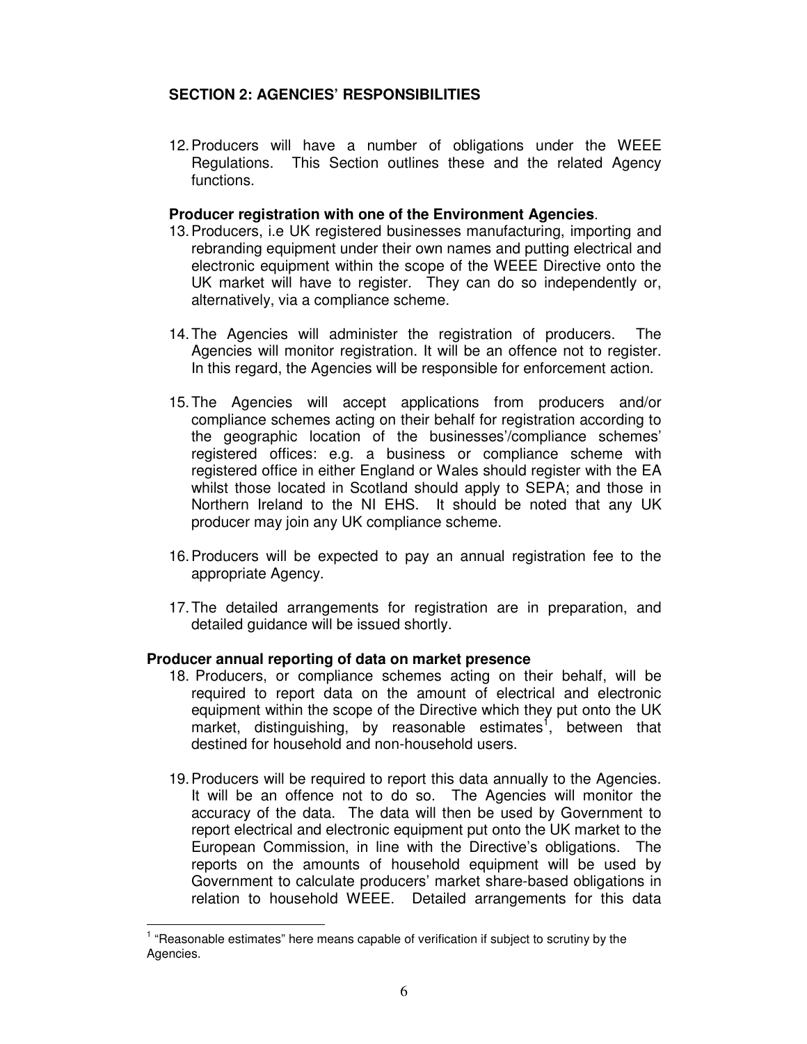## SECTION 2: AGENCIES' RESPONSIBILITIES

12. Producers will have a number of obligations under the WEEE Regulations. This Section outlines these and the related Agency functions.

**Producer registration with one of the Environment Agencies**.

13. Producers, i.e UK registered businesses manufacturing, importing and rebranding equipment under their own names and putting electrical and electronic equipment within the scope of the WEEE Directive onto the UK market will have to register. They can do so independently or, alternatively, via a compliance scheme.

14. The Agencies will administer the registration of producers. The Agencies will monitor registration. It will be an offence not to register. In this regard, the Agencies will be responsible for enforcement action.

15. The Agencies will accept applications from producers and/or compliance schemes acting on their behalf for registration according to the geographic location of the businesses'/compliance schemes' registered offices: e.g. a business or compliance scheme with registered office in either England or Wales should register with the EA whilst those located in Scotland should apply to SEPA; and those in Northern Ireland to the NI EHS. It should be noted that any UK producer may join any UK compliance scheme.

16. Producers will be expected to pay an annual registration fee to the appropriate Agency.

17. The detailed arrangements for registration are in preparation, and detailed guidance will be issued shortly.

**Producer annual reporting of data on market presence**

18. Producers, or compliance schemes acting on their behalf, will be required to report data on the amount of electrical and electronic equipment within the scope of the Directive which they put onto the UK market, distinguishing, by reasonable estimates[1], between that destined for household and non-household users.

19. Producers will be required to report this data annually to the Agencies. It will be an offence not to do so. The Agencies will monitor the accuracy of the data. The data will then be used by Government to report electrical and electronic equipment put onto the UK market to the European Commission, in line with the Directive's obligations. The reports on the amounts of household equipment will be used by Government to calculate producers' market share-based obligations in relation to household WEEE. Detailed arrangements for this data

[1] "Reasonable estimates" here means capable of verification if subject to scrutiny by the Agencies.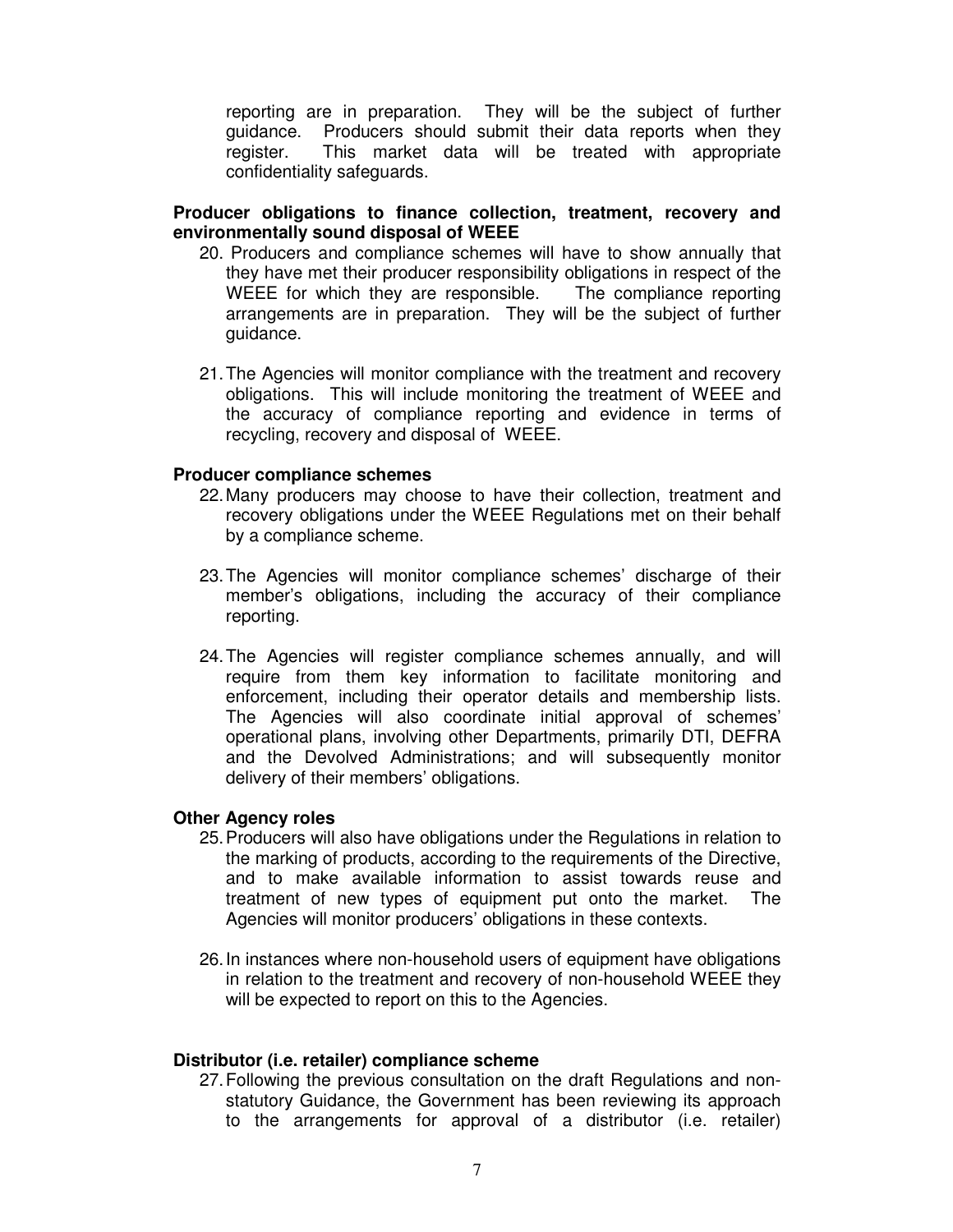reporting are in preparation. They will be the subject of further guidance. Producers should submit their data reports when they register. This market data will be treated with appropriate confidentiality safeguards.

**Producer obligations to finance collection, treatment, recovery and environmentally sound disposal of WEEE**

20. Producers and compliance schemes will have to show annually that they have met their producer responsibility obligations in respect of the WEEE for which they are responsible. The compliance reporting arrangements are in preparation. They will be the subject of further guidance.

21. The Agencies will monitor compliance with the treatment and recovery obligations. This will include monitoring the treatment of WEEE and the accuracy of compliance reporting and evidence in terms of recycling, recovery and disposal of WEEE.

**Producer compliance schemes**

22. Many producers may choose to have their collection, treatment and recovery obligations under the WEEE Regulations met on their behalf by a compliance scheme.

23. The Agencies will monitor compliance schemes' discharge of their member's obligations, including the accuracy of their compliance reporting.

24. The Agencies will register compliance schemes annually, and will require from them key information to facilitate monitoring and enforcement, including their operator details and membership lists. The Agencies will also coordinate initial approval of schemes' operational plans, involving other Departments, primarily DTI, DEFRA and the Devolved Administrations; and will subsequently monitor delivery of their members' obligations.

**Other Agency roles**

25. Producers will also have obligations under the Regulations in relation to the marking of products, according to the requirements of the Directive, and to make available information to assist towards reuse and treatment of new types of equipment put onto the market. The Agencies will monitor producers' obligations in these contexts.

26. In instances where non-household users of equipment have obligations in relation to the treatment and recovery of non-household WEEE they will be expected to report on this to the Agencies.

**Distributor (i.e. retailer) compliance scheme**

27. Following the previous consultation on the draft Regulations and non-statutory Guidance, the Government has been reviewing its approach to the arrangements for approval of a distributor (i.e. retailer)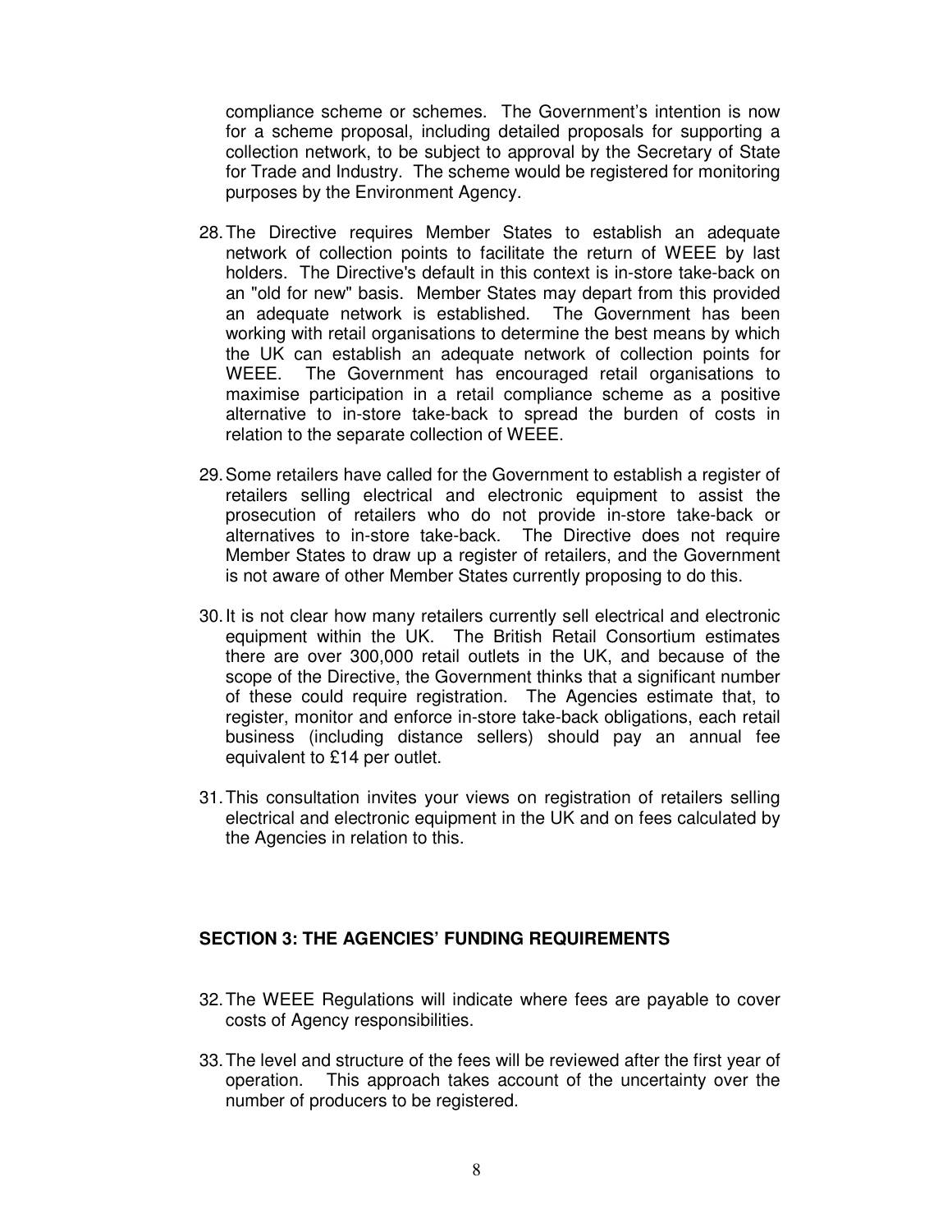compliance scheme or schemes. The Government's intention is now for a scheme proposal, including detailed proposals for supporting a collection network, to be subject to approval by the Secretary of State for Trade and Industry. The scheme would be registered for monitoring purposes by the Environment Agency.

28. The Directive requires Member States to establish an adequate network of collection points to facilitate the return of WEEE by last holders. The Directive's default in this context is in-store take-back on an "old for new" basis. Member States may depart from this provided an adequate network is established. The Government has been working with retail organisations to determine the best means by which the UK can establish an adequate network of collection points for WEEE. The Government has encouraged retail organisations to maximise participation in a retail compliance scheme as a positive alternative to in-store take-back to spread the burden of costs in relation to the separate collection of WEEE.

29. Some retailers have called for the Government to establish a register of retailers selling electrical and electronic equipment to assist the prosecution of retailers who do not provide in-store take-back or alternatives to in-store take-back. The Directive does not require Member States to draw up a register of retailers, and the Government is not aware of other Member States currently proposing to do this.

30. It is not clear how many retailers currently sell electrical and electronic equipment within the UK. The British Retail Consortium estimates there are over 300,000 retail outlets in the UK, and because of the scope of the Directive, the Government thinks that a significant number of these could require registration. The Agencies estimate that, to register, monitor and enforce in-store take-back obligations, each retail business (including distance sellers) should pay an annual fee equivalent to £14 per outlet.

31. This consultation invites your views on registration of retailers selling electrical and electronic equipment in the UK and on fees calculated by the Agencies in relation to this.

## SECTION 3: THE AGENCIES' FUNDING REQUIREMENTS

32. The WEEE Regulations will indicate where fees are payable to cover costs of Agency responsibilities.

33. The level and structure of the fees will be reviewed after the first year of operation. This approach takes account of the uncertainty over the number of producers to be registered.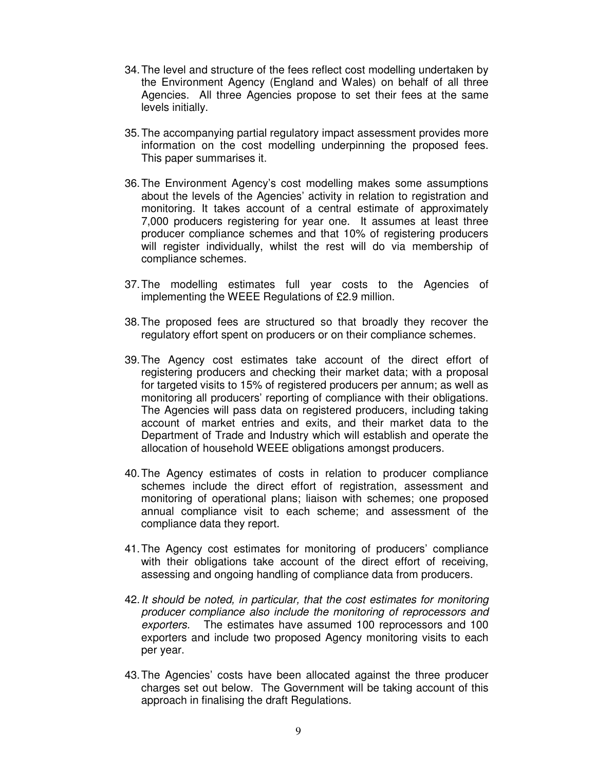34. The level and structure of the fees reflect cost modelling undertaken by the Environment Agency (England and Wales) on behalf of all three Agencies. All three Agencies propose to set their fees at the same levels initially.

35. The accompanying partial regulatory impact assessment provides more information on the cost modelling underpinning the proposed fees. This paper summarises it.

36. The Environment Agency's cost modelling makes some assumptions about the levels of the Agencies' activity in relation to registration and monitoring. It takes account of a central estimate of approximately 7,000 producers registering for year one. It assumes at least three producer compliance schemes and that 10% of registering producers will register individually, whilst the rest will do via membership of compliance schemes.

37. The modelling estimates full year costs to the Agencies of implementing the WEEE Regulations of £2.9 million.

38. The proposed fees are structured so that broadly they recover the regulatory effort spent on producers or on their compliance schemes.

39. The Agency cost estimates take account of the direct effort of registering producers and checking their market data; with a proposal for targeted visits to 15% of registered producers per annum; as well as monitoring all producers' reporting of compliance with their obligations. The Agencies will pass data on registered producers, including taking account of market entries and exits, and their market data to the Department of Trade and Industry which will establish and operate the allocation of household WEEE obligations amongst producers.

40. The Agency estimates of costs in relation to producer compliance schemes include the direct effort of registration, assessment and monitoring of operational plans; liaison with schemes; one proposed annual compliance visit to each scheme; and assessment of the compliance data they report.

41. The Agency cost estimates for monitoring of producers' compliance with their obligations take account of the direct effort of receiving, assessing and ongoing handling of compliance data from producers.

42. *It should be noted, in particular, that the cost estimates for monitoring producer compliance also include the monitoring of reprocessors and exporters.* The estimates have assumed 100 reprocessors and 100 exporters and include two proposed Agency monitoring visits to each per year.

43. The Agencies' costs have been allocated against the three producer charges set out below. The Government will be taking account of this approach in finalising the draft Regulations.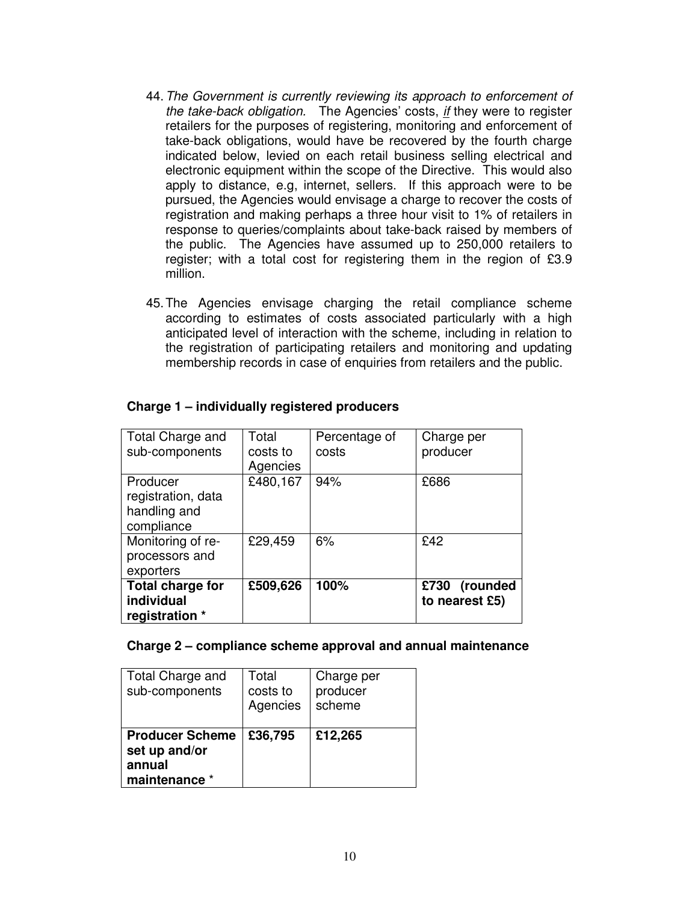44. *The Government is currently reviewing its approach to enforcement of the take-back obligation.* The Agencies' costs, *if* they were to register retailers for the purposes of registering, monitoring and enforcement of take-back obligations, would have be recovered by the fourth charge indicated below, levied on each retail business selling electrical and electronic equipment within the scope of the Directive. This would also apply to distance, e.g, internet, sellers. If this approach were to be pursued, the Agencies would envisage a charge to recover the costs of registration and making perhaps a three hour visit to 1% of retailers in response to queries/complaints about take-back raised by members of the public. The Agencies have assumed up to 250,000 retailers to register; with a total cost for registering them in the region of £3.9 million.

45. The Agencies envisage charging the retail compliance scheme according to estimates of costs associated particularly with a high anticipated level of interaction with the scheme, including in relation to the registration of participating retailers and monitoring and updating membership records in case of enquiries from retailers and the public.

**Charge 1 – individually registered producers**

| Total Charge and sub-components | Total costs to Agencies | Percentage of costs | Charge per producer |
|---|---|---|---|
| Producer registration, data handling and compliance | £480,167 | 94% | £686 |
| Monitoring of re-processors and exporters | £29,459 | 6% | £42 |
| **Total charge for individual registration *** | **£509,626** | **100%** | **£730 (rounded to nearest £5)** |

**Charge 2 – compliance scheme approval and annual maintenance**

| Total Charge and sub-components | Total costs to Agencies | Charge per producer scheme |
|---|---|---|
| **Producer Scheme set up and/or annual maintenance *** | **£36,795** | **£12,265** |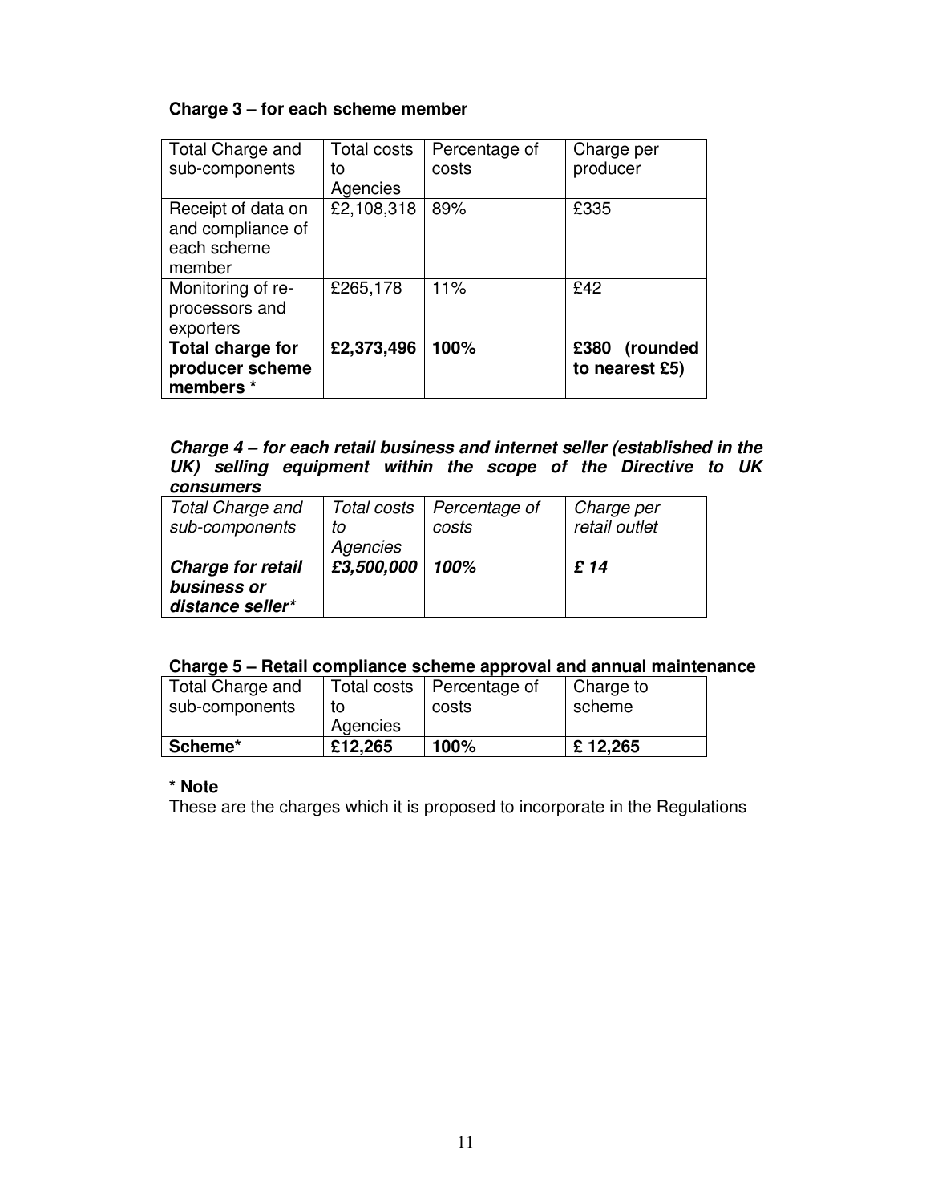**Charge 3 – for each scheme member**

| Total Charge and sub-components | Total costs to Agencies | Percentage of costs | Charge per producer |
|---|---|---|---|
| Receipt of data on and compliance of each scheme member | £2,108,318 | 89% | £335 |
| Monitoring of re-processors and exporters | £265,178 | 11% | £42 |
| **Total charge for producer scheme members \*** | **£2,373,496** | **100%** | **£380 (rounded to nearest £5)** |

***Charge 4 – for each retail business and internet seller (established in the UK) selling equipment within the scope of the Directive to UK consumers***

| *Total Charge and sub-components* | *Total costs to Agencies* | *Percentage of costs* | *Charge per retail outlet* |
|---|---|---|---|
| ***Charge for retail business or distance seller\**** | ***£3,500,000*** | ***100%*** | ***£ 14*** |

**Charge 5 – Retail compliance scheme approval and annual maintenance**

| Total Charge and sub-components | Total costs to Agencies | Percentage of costs | Charge to scheme |
|---|---|---|---|
| **Scheme\*** | **£12,265** | **100%** | **£ 12,265** |

**\* Note**

These are the charges which it is proposed to incorporate in the Regulations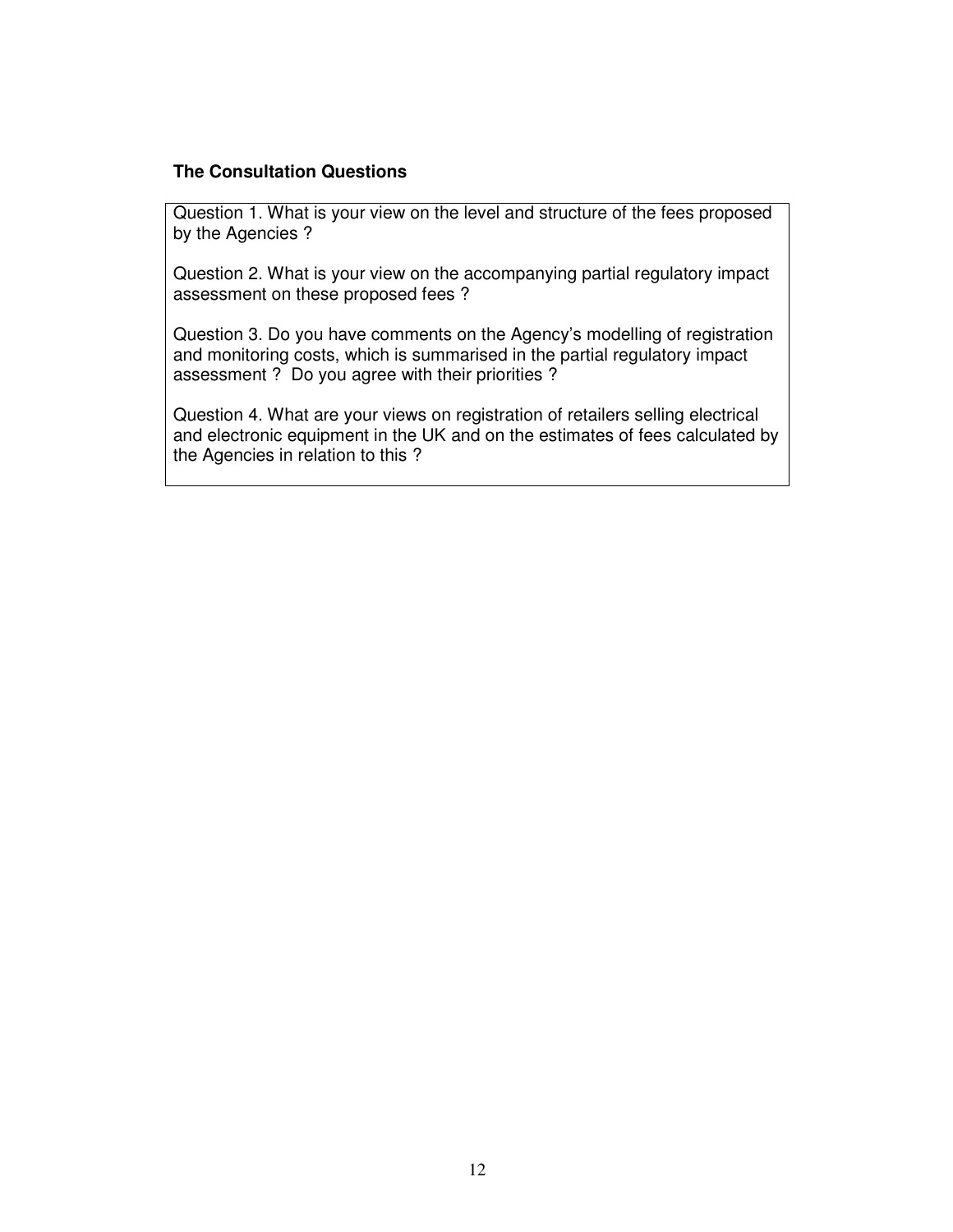**The Consultation Questions**

Question 1. What is your view on the level and structure of the fees proposed by the Agencies ?

Question 2. What is your view on the accompanying partial regulatory impact assessment on these proposed fees ?

Question 3. Do you have comments on the Agency's modelling of registration and monitoring costs, which is summarised in the partial regulatory impact assessment ? Do you agree with their priorities ?

Question 4. What are your views on registration of retailers selling electrical and electronic equipment in the UK and on the estimates of fees calculated by the Agencies in relation to this ?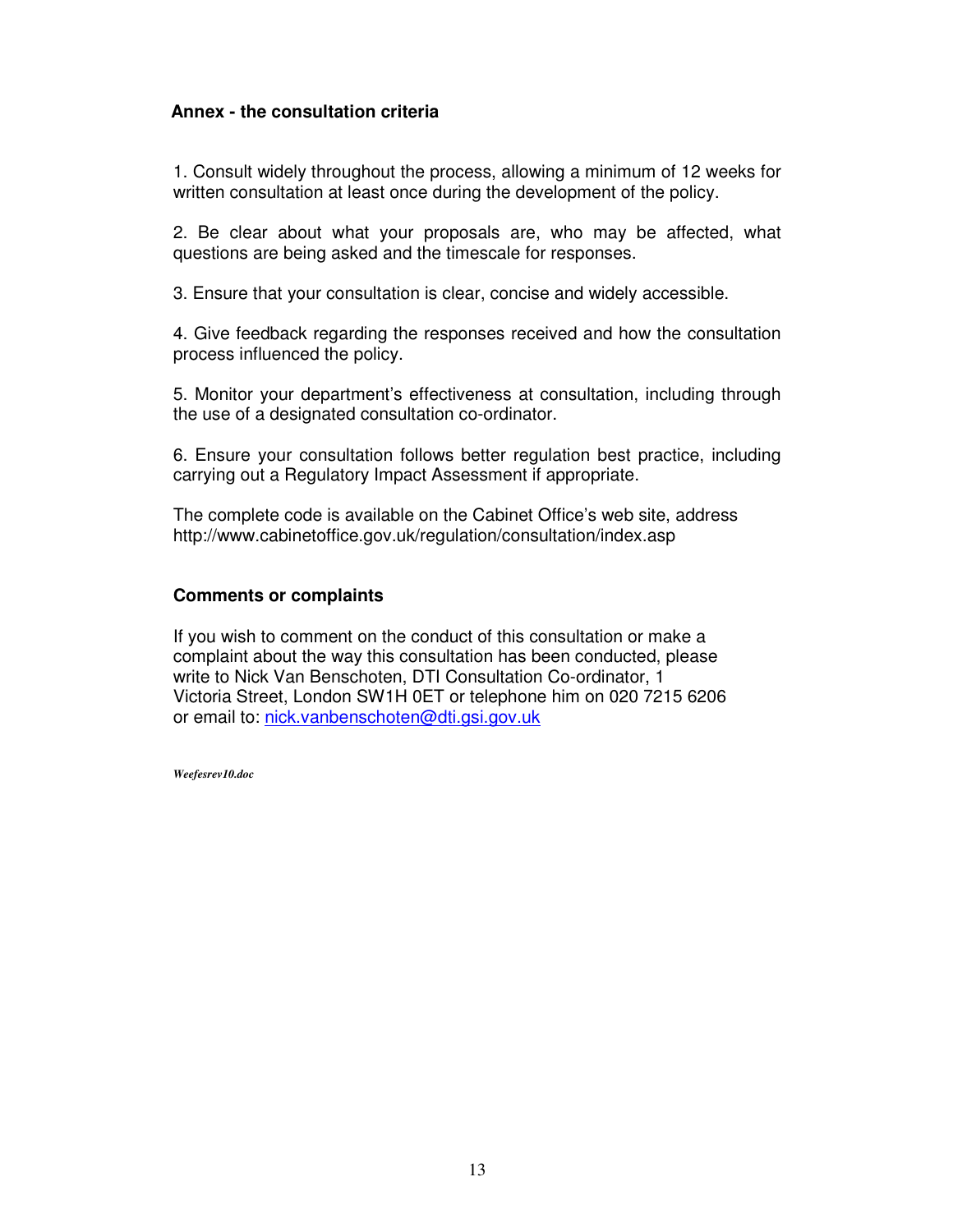## Annex - the consultation criteria

1. Consult widely throughout the process, allowing a minimum of 12 weeks for written consultation at least once during the development of the policy.

2. Be clear about what your proposals are, who may be affected, what questions are being asked and the timescale for responses.

3. Ensure that your consultation is clear, concise and widely accessible.

4. Give feedback regarding the responses received and how the consultation process influenced the policy.

5. Monitor your department's effectiveness at consultation, including through the use of a designated consultation co-ordinator.

6. Ensure your consultation follows better regulation best practice, including carrying out a Regulatory Impact Assessment if appropriate.

The complete code is available on the Cabinet Office's web site, address http://www.cabinetoffice.gov.uk/regulation/consultation/index.asp

## Comments or complaints

If you wish to comment on the conduct of this consultation or make a complaint about the way this consultation has been conducted, please write to Nick Van Benschoten, DTI Consultation Co-ordinator, 1 Victoria Street, London SW1H 0ET or telephone him on 020 7215 6206 or email to: nick.vanbenschoten@dti.gsi.gov.uk

*Weefesrev10.doc*